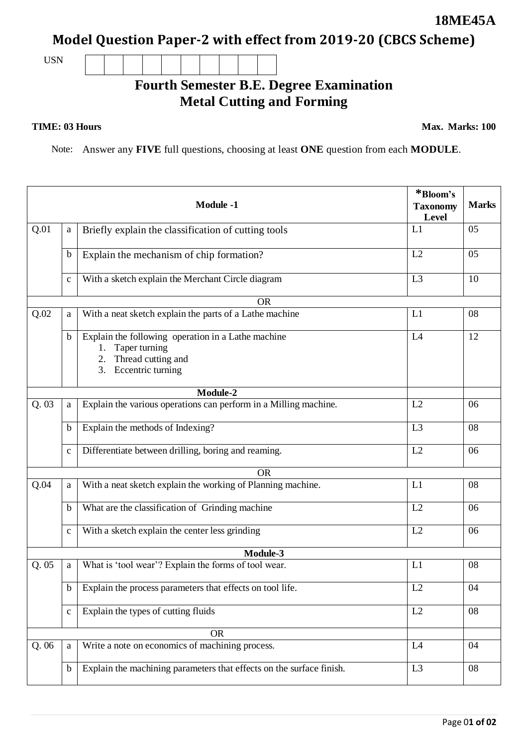**18ME45A**

# Model Question Paper-2 with effect from 2019-20 (CBCS Scheme)

USN | | | | | | | | | | |

## Fourth Semester B.E. Degree Examination
## Metal Cutting and Forming

**TIME: 03 Hours** **Max. Marks: 100**

Note: Answer any **FIVE** full questions, choosing at least **ONE** question from each **MODULE**.

| | | **Module -1** | ***Bloom's Taxonomy Level** | **Marks** |
|---|---|---|---|---|
| Q.01 | a | Briefly explain the classification of cutting tools | L1 | 05 |
| | b | Explain the mechanism of chip formation? | L2 | 05 |
| | c | With a sketch explain the Merchant Circle diagram | L3 | 10 |
| | | OR | | |
| Q.02 | a | With a neat sketch explain the parts of a Lathe machine | L1 | 08 |
| | b | Explain the following operation in a Lathe machine<br>1. Taper turning<br>2. Thread cutting and<br>3. Eccentric turning | L4 | 12 |
| | | **Module-2** | | |
| Q. 03 | a | Explain the various operations can perform in a Milling machine. | L2 | 06 |
| | b | Explain the methods of Indexing? | L3 | 08 |
| | c | Differentiate between drilling, boring and reaming. | L2 | 06 |
| | | OR | | |
| Q.04 | a | With a neat sketch explain the working of Planning machine. | L1 | 08 |
| | b | What are the classification of Grinding machine | L2 | 06 |
| | c | With a sketch explain the center less grinding | L2 | 06 |
| | | **Module-3** | | |
| Q. 05 | a | What is 'tool wear'? Explain the forms of tool wear. | L1 | 08 |
| | b | Explain the process parameters that effects on tool life. | L2 | 04 |
| | c | Explain the types of cutting fluids | L2 | 08 |
| | | OR | | |
| Q. 06 | a | Write a note on economics of machining process. | L4 | 04 |
| | b | Explain the machining parameters that effects on the surface finish. | L3 | 08 |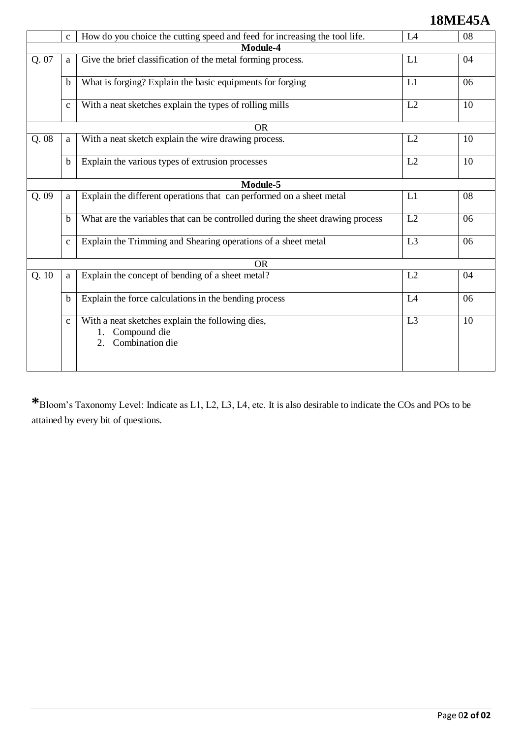| | | | | |
|---|---|---|---|---|
| | c | How do you choice the cutting speed and feed for increasing the tool life. | L4 | 08 |
| **Module-4** | | | | |
| Q. 07 | a | Give the brief classification of the metal forming process. | L1 | 04 |
| | b | What is forging? Explain the basic equipments for forging | L1 | 06 |
| | c | With a neat sketches explain the types of rolling mills | L2 | 10 |
| OR | | | | |
| Q. 08 | a | With a neat sketch explain the wire drawing process. | L2 | 10 |
| | b | Explain the various types of extrusion processes | L2 | 10 |
| **Module-5** | | | | |
| Q. 09 | a | Explain the different operations that can performed on a sheet metal | L1 | 08 |
| | b | What are the variables that can be controlled during the sheet drawing process | L2 | 06 |
| | c | Explain the Trimming and Shearing operations of a sheet metal | L3 | 06 |
| OR | | | | |
| Q. 10 | a | Explain the concept of bending of a sheet metal? | L2 | 04 |
| | b | Explain the force calculations in the bending process | L4 | 06 |
| | c | With a neat sketches explain the following dies,<br>1. Compound die<br>2. Combination die | L3 | 10 |

*Bloom's Taxonomy Level: Indicate as L1, L2, L3, L4, etc. It is also desirable to indicate the COs and POs to be attained by every bit of questions.